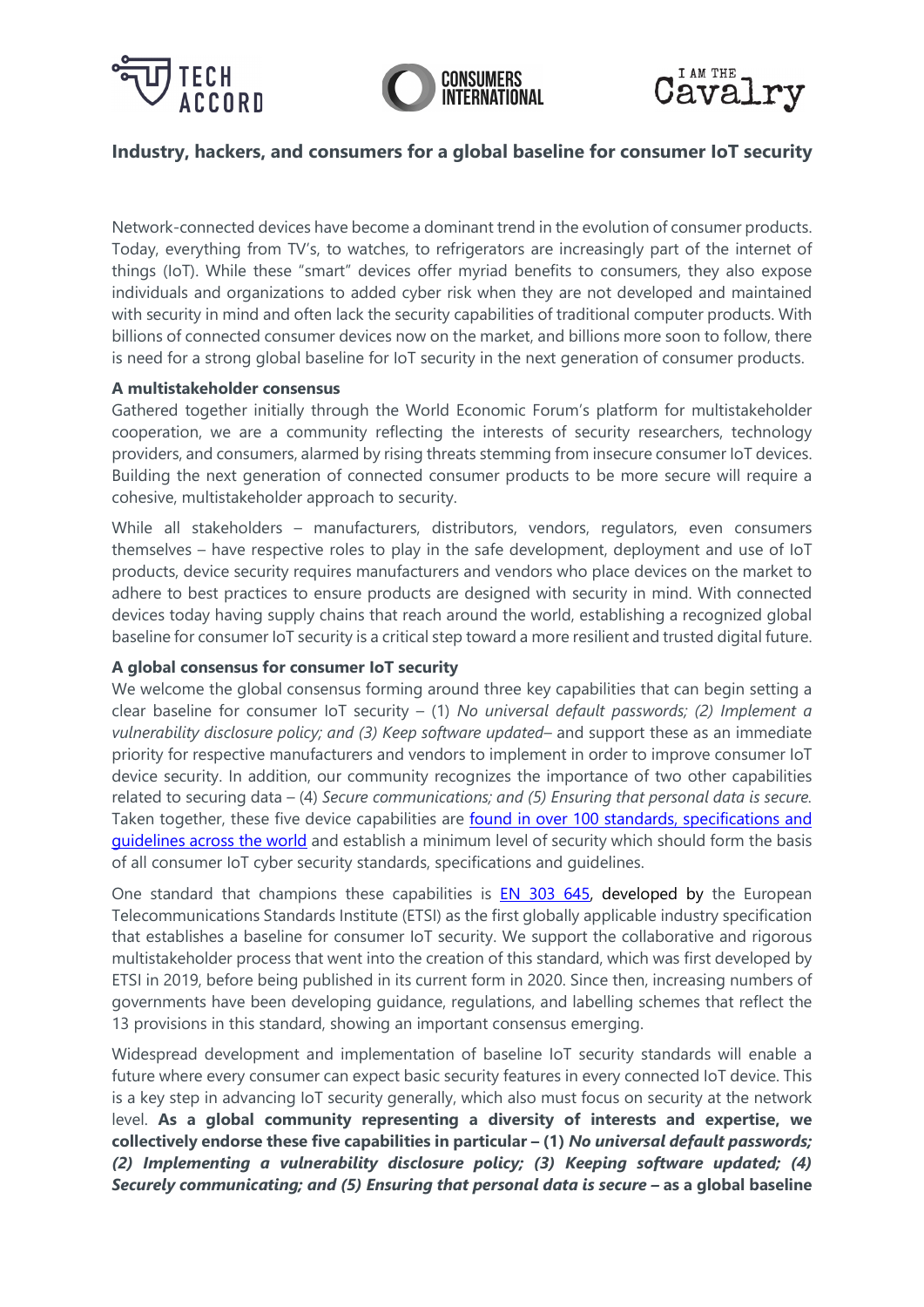TECH ACCORD CONSUMERS INTERNATIONAL I AM THE Cavalry

## Industry, hackers, and consumers for a global baseline for consumer IoT security

Network-connected devices have become a dominant trend in the evolution of consumer products. Today, everything from TV's, to watches, to refrigerators are increasingly part of the internet of things (IoT). While these "smart" devices offer myriad benefits to consumers, they also expose individuals and organizations to added cyber risk when they are not developed and maintained with security in mind and often lack the security capabilities of traditional computer products. With billions of connected consumer devices now on the market, and billions more soon to follow, there is need for a strong global baseline for IoT security in the next generation of consumer products.

### A multistakeholder consensus

Gathered together initially through the World Economic Forum's platform for multistakeholder cooperation, we are a community reflecting the interests of security researchers, technology providers, and consumers, alarmed by rising threats stemming from insecure consumer IoT devices. Building the next generation of connected consumer products to be more secure will require a cohesive, multistakeholder approach to security.

While all stakeholders – manufacturers, distributors, vendors, regulators, even consumers themselves – have respective roles to play in the safe development, deployment and use of IoT products, device security requires manufacturers and vendors who place devices on the market to adhere to best practices to ensure products are designed with security in mind. With connected devices today having supply chains that reach around the world, establishing a recognized global baseline for consumer IoT security is a critical step toward a more resilient and trusted digital future.

### A global consensus for consumer IoT security

We welcome the global consensus forming around three key capabilities that can begin setting a clear baseline for consumer IoT security – (1) *No universal default passwords; (2) Implement a vulnerability disclosure policy; and (3) Keep software updated*– and support these as an immediate priority for respective manufacturers and vendors to implement in order to improve consumer IoT device security. In addition, our community recognizes the importance of two other capabilities related to securing data – (4) *Secure communications; and (5) Ensuring that personal data is secure.* Taken together, these five device capabilities are [found in over 100 standards, specifications and guidelines across the world]() and establish a minimum level of security which should form the basis of all consumer IoT cyber security standards, specifications and guidelines.

One standard that champions these capabilities is [EN 303 645](), developed by the European Telecommunications Standards Institute (ETSI) as the first globally applicable industry specification that establishes a baseline for consumer IoT security. We support the collaborative and rigorous multistakeholder process that went into the creation of this standard, which was first developed by ETSI in 2019, before being published in its current form in 2020. Since then, increasing numbers of governments have been developing guidance, regulations, and labelling schemes that reflect the 13 provisions in this standard, showing an important consensus emerging.

Widespread development and implementation of baseline IoT security standards will enable a future where every consumer can expect basic security features in every connected IoT device. This is a key step in advancing IoT security generally, which also must focus on security at the network level. **As a global community representing a diversity of interests and expertise, we collectively endorse these five capabilities in particular – (1) *No universal default passwords; (2) Implementing a vulnerability disclosure policy; (3) Keeping software updated; (4) Securely communicating; and (5) Ensuring that personal data is secure* – as a global baseline**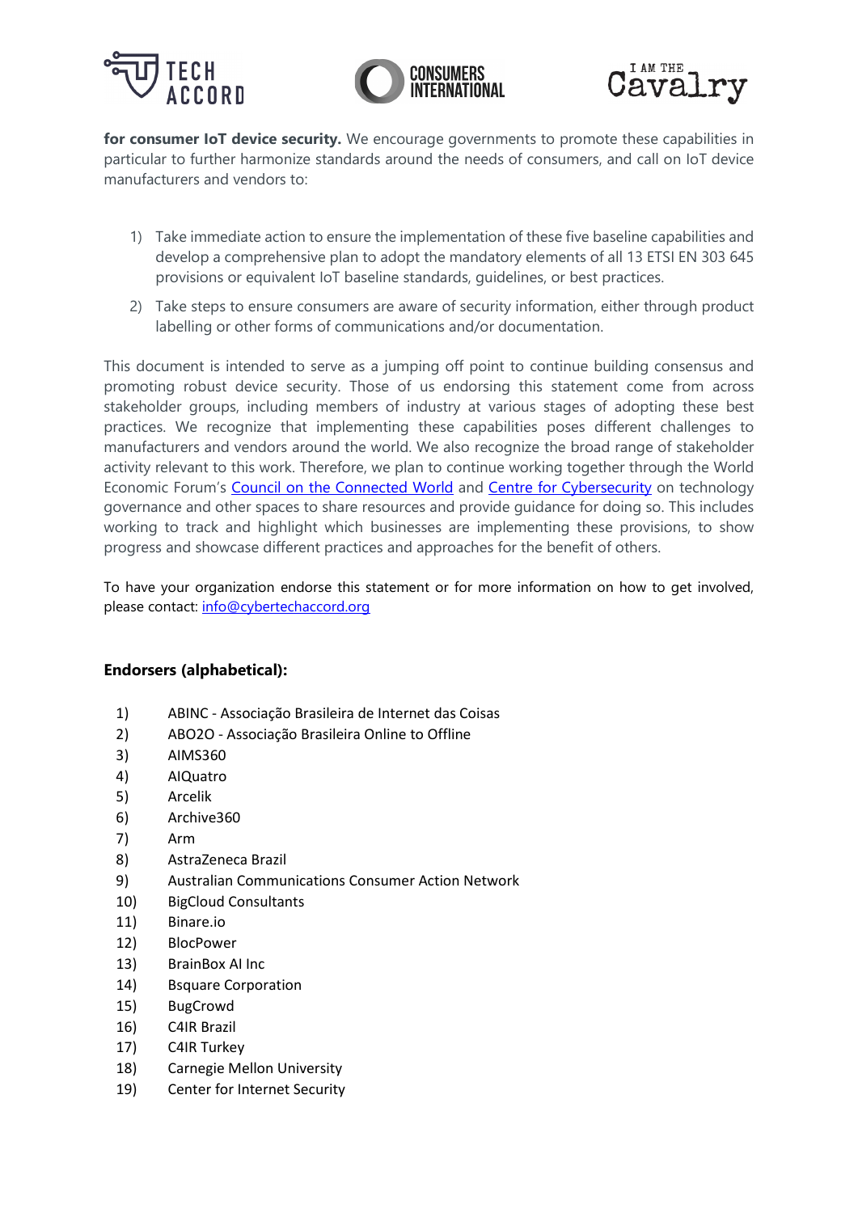**for consumer IoT device security.** We encourage governments to promote these capabilities in particular to further harmonize standards around the needs of consumers, and call on IoT device manufacturers and vendors to:

1) Take immediate action to ensure the implementation of these five baseline capabilities and develop a comprehensive plan to adopt the mandatory elements of all 13 ETSI EN 303 645 provisions or equivalent IoT baseline standards, guidelines, or best practices.
2) Take steps to ensure consumers are aware of security information, either through product labelling or other forms of communications and/or documentation.

This document is intended to serve as a jumping off point to continue building consensus and promoting robust device security. Those of us endorsing this statement come from across stakeholder groups, including members of industry at various stages of adopting these best practices. We recognize that implementing these capabilities poses different challenges to manufacturers and vendors around the world. We also recognize the broad range of stakeholder activity relevant to this work. Therefore, we plan to continue working together through the World Economic Forum's Council on the Connected World and Centre for Cybersecurity on technology governance and other spaces to share resources and provide guidance for doing so. This includes working to track and highlight which businesses are implementing these provisions, to show progress and showcase different practices and approaches for the benefit of others.

To have your organization endorse this statement or for more information on how to get involved, please contact: info@cybertechaccord.org

**Endorsers (alphabetical):**

1) ABINC - Associação Brasileira de Internet das Coisas
2) ABO2O - Associação Brasileira Online to Offline
3) AIMS360
4) AIQuatro
5) Arcelik
6) Archive360
7) Arm
8) AstraZeneca Brazil
9) Australian Communications Consumer Action Network
10) BigCloud Consultants
11) Binare.io
12) BlocPower
13) BrainBox AI Inc
14) Bsquare Corporation
15) BugCrowd
16) C4IR Brazil
17) C4IR Turkey
18) Carnegie Mellon University
19) Center for Internet Security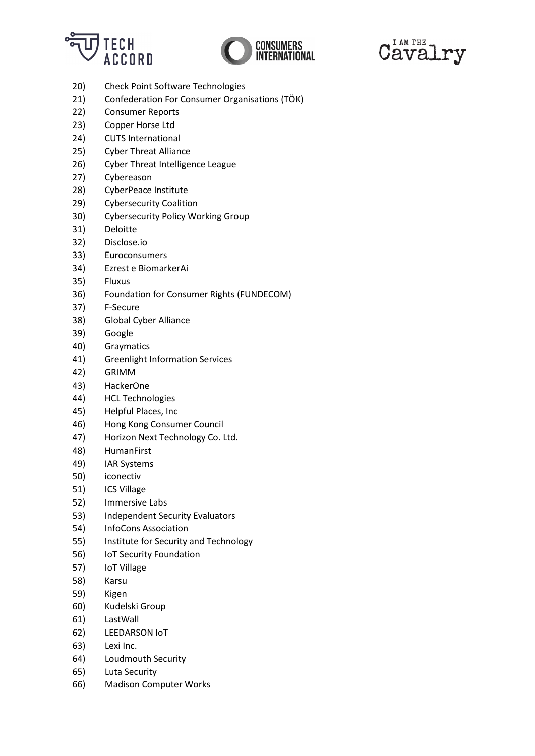20) Check Point Software Technologies
21) Confederation For Consumer Organisations (TÖK)
22) Consumer Reports
23) Copper Horse Ltd
24) CUTS International
25) Cyber Threat Alliance
26) Cyber Threat Intelligence League
27) Cybereason
28) CyberPeace Institute
29) Cybersecurity Coalition
30) Cybersecurity Policy Working Group
31) Deloitte
32) Disclose.io
33) Euroconsumers
34) Ezrest e BiomarkerAi
35) Fluxus
36) Foundation for Consumer Rights (FUNDECOM)
37) F-Secure
38) Global Cyber Alliance
39) Google
40) Graymatics
41) Greenlight Information Services
42) GRIMM
43) HackerOne
44) HCL Technologies
45) Helpful Places, Inc
46) Hong Kong Consumer Council
47) Horizon Next Technology Co. Ltd.
48) HumanFirst
49) IAR Systems
50) iconectiv
51) ICS Village
52) Immersive Labs
53) Independent Security Evaluators
54) InfoCons Association
55) Institute for Security and Technology
56) IoT Security Foundation
57) IoT Village
58) Karsu
59) Kigen
60) Kudelski Group
61) LastWall
62) LEEDARSON IoT
63) Lexi Inc.
64) Loudmouth Security
65) Luta Security
66) Madison Computer Works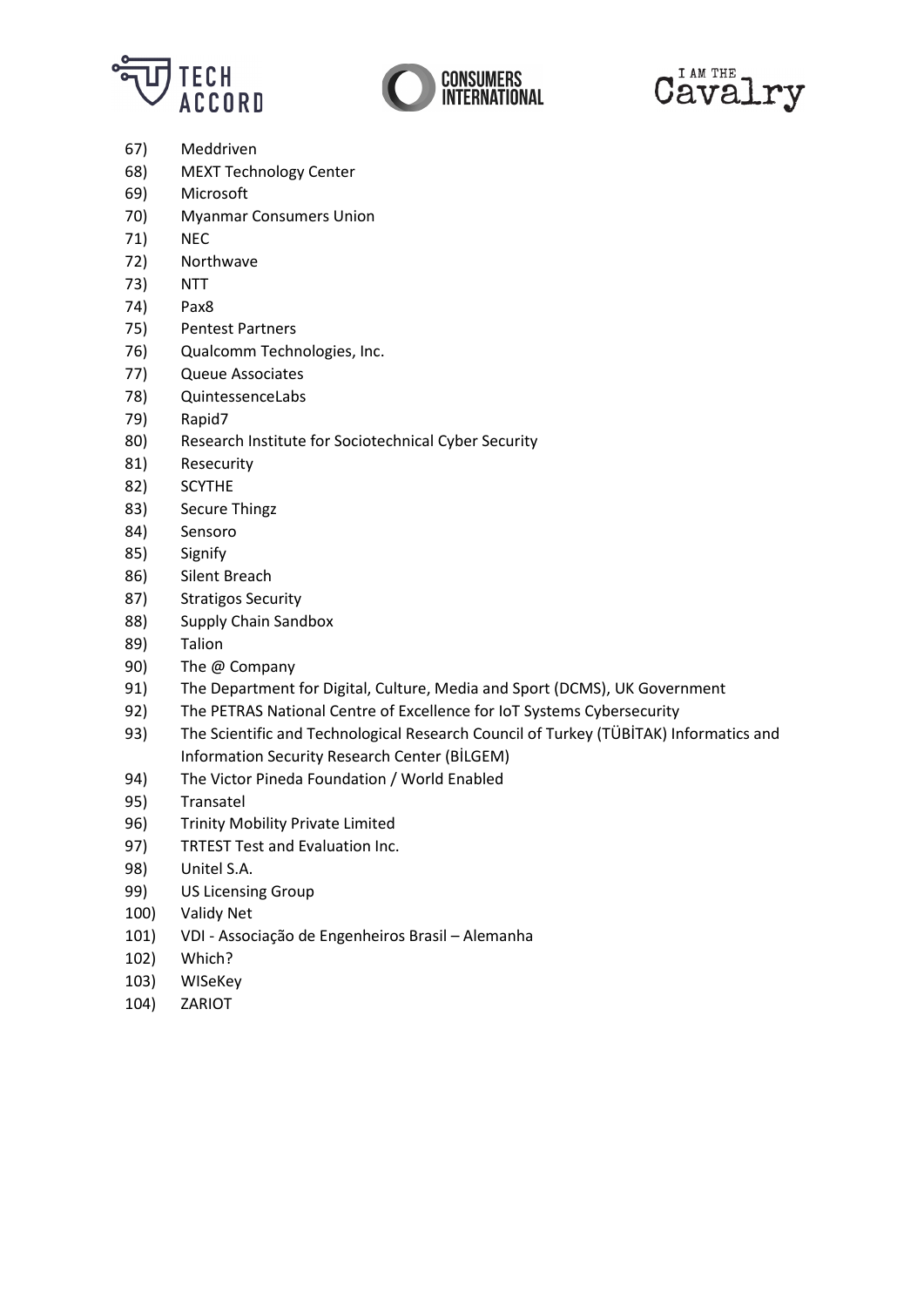67) Meddriven
68) MEXT Technology Center
69) Microsoft
70) Myanmar Consumers Union
71) NEC
72) Northwave
73) NTT
74) Pax8
75) Pentest Partners
76) Qualcomm Technologies, Inc.
77) Queue Associates
78) QuintessenceLabs
79) Rapid7
80) Research Institute for Sociotechnical Cyber Security
81) Resecurity
82) SCYTHE
83) Secure Thingz
84) Sensoro
85) Signify
86) Silent Breach
87) Stratigos Security
88) Supply Chain Sandbox
89) Talion
90) The @ Company
91) The Department for Digital, Culture, Media and Sport (DCMS), UK Government
92) The PETRAS National Centre of Excellence for IoT Systems Cybersecurity
93) The Scientific and Technological Research Council of Turkey (TÜBİTAK) Informatics and Information Security Research Center (BİLGEM)
94) The Victor Pineda Foundation / World Enabled
95) Transatel
96) Trinity Mobility Private Limited
97) TRTEST Test and Evaluation Inc.
98) Unitel S.A.
99) US Licensing Group
100) Validy Net
101) VDI - Associação de Engenheiros Brasil – Alemanha
102) Which?
103) WISeKey
104) ZARIOT